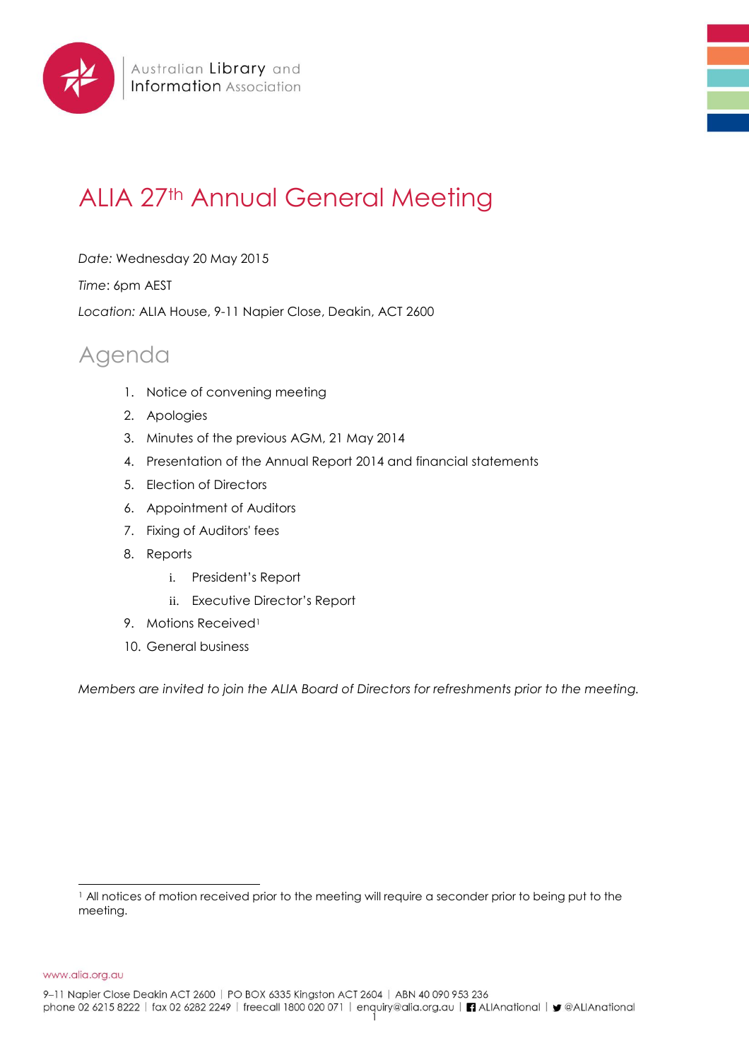Australian Library and Information Association

# ALIA 27th Annual General Meeting

*Date:* Wednesday 20 May 2015

*Time*: 6pm AEST

*Location:* ALIA House, 9-11 Napier Close, Deakin, ACT 2600

## Agenda

1. Notice of convening meeting
2. Apologies
3. Minutes of the previous AGM, 21 May 2014
4. Presentation of the Annual Report 2014 and financial statements
5. Election of Directors
6. Appointment of Auditors
7. Fixing of Auditors' fees
8. Reports
    i. President's Report
    ii. Executive Director's Report
9. Motions Received[1]
10. General business

*Members are invited to join the ALIA Board of Directors for refreshments prior to the meeting.*

[1] All notices of motion received prior to the meeting will require a seconder prior to being put to the meeting.

www.alia.org.au

9–11 Napier Close Deakin ACT 2600 | PO BOX 6335 Kingston ACT 2604 | ABN 40 090 953 236
phone 02 6215 8222 | fax 02 6282 2249 | freecall 1800 020 071 | enquiry@alia.org.au | ALIAnational | @ALIAnational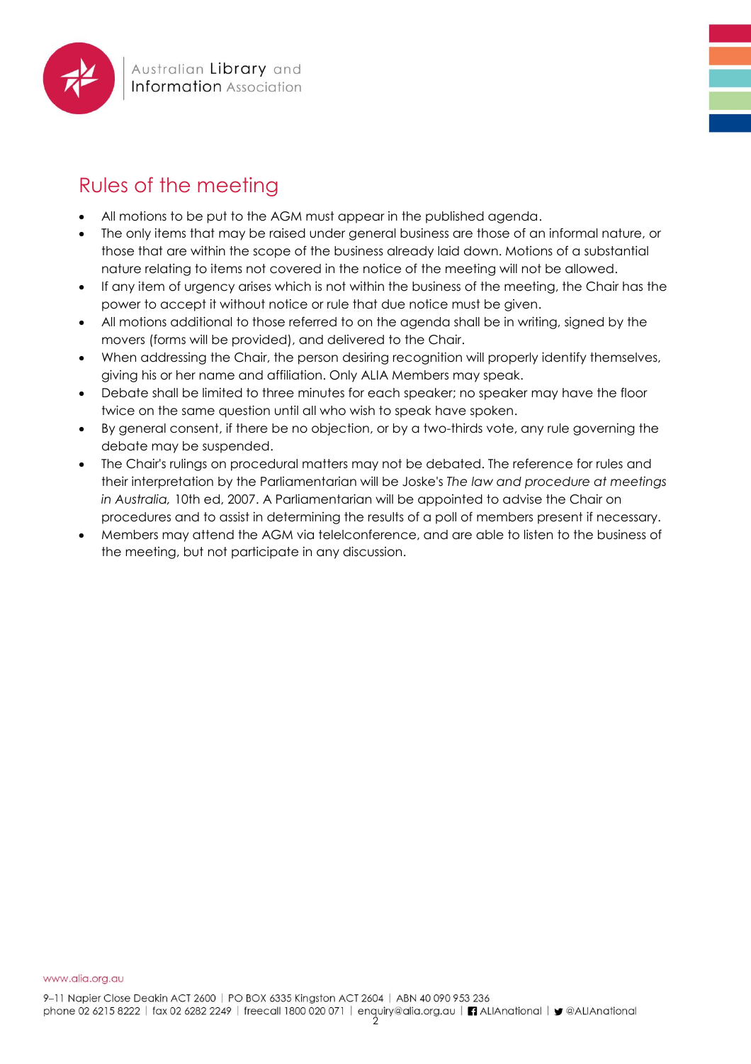# Rules of the meeting

- All motions to be put to the AGM must appear in the published agenda.
- The only items that may be raised under general business are those of an informal nature, or those that are within the scope of the business already laid down. Motions of a substantial nature relating to items not covered in the notice of the meeting will not be allowed.
- If any item of urgency arises which is not within the business of the meeting, the Chair has the power to accept it without notice or rule that due notice must be given.
- All motions additional to those referred to on the agenda shall be in writing, signed by the movers (forms will be provided), and delivered to the Chair.
- When addressing the Chair, the person desiring recognition will properly identify themselves, giving his or her name and affiliation. Only ALIA Members may speak.
- Debate shall be limited to three minutes for each speaker; no speaker may have the floor twice on the same question until all who wish to speak have spoken.
- By general consent, if there be no objection, or by a two-thirds vote, any rule governing the debate may be suspended.
- The Chair's rulings on procedural matters may not be debated. The reference for rules and their interpretation by the Parliamentarian will be Joske's *The law and procedure at meetings in Australia,* 10th ed, 2007. A Parliamentarian will be appointed to advise the Chair on procedures and to assist in determining the results of a poll of members present if necessary.
- Members may attend the AGM via telelconference, and are able to listen to the business of the meeting, but not participate in any discussion.